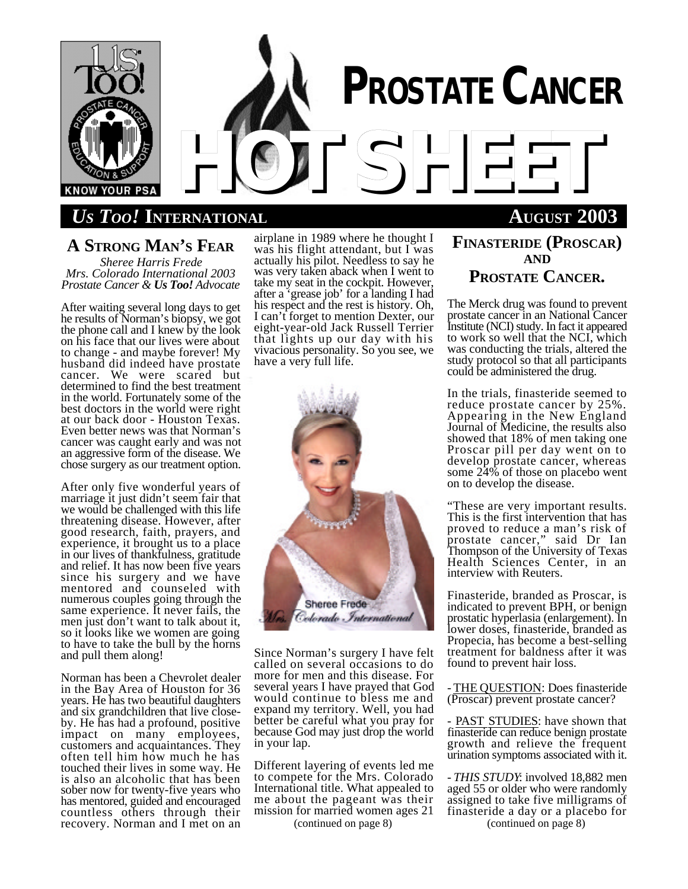# PROSTATE CANCER HOT SHEET

**Us Too! INTERNATIONAL** — **AUGUST 2003**

## A STRONG MAN'S FEAR

*Sheree Harris Frede*
*Mrs. Colorado International 2003*
*Prostate Cancer & **Us Too!** Advocate*

After waiting several long days to get he results of Norman's biopsy, we got the phone call and I knew by the look on his face that our lives were about to change - and maybe forever! My husband did indeed have prostate cancer. We were scared but determined to find the best treatment in the world. Fortunately some of the best doctors in the world were right at our back door - Houston Texas. Even better news was that Norman's cancer was caught early and was not an aggressive form of the disease. We chose surgery as our treatment option.

After only five wonderful years of marriage it just didn't seem fair that we would be challenged with this life threatening disease. However, after good research, faith, prayers, and experience, it brought us to a place in our lives of thankfulness, gratitude and relief. It has now been five years since his surgery and we have mentored and counseled with numerous couples going through the same experience. It never fails, the men just don't want to talk about it, so it looks like we women are going to have to take the bull by the horns and pull them along!

Norman has been a Chevrolet dealer in the Bay Area of Houston for 36 years. He has two beautiful daughters and six grandchildren that live close-by. He has had a profound, positive impact on many employees, customers and acquaintances. They often tell him how much he has touched their lives in some way. He is also an alcoholic that has been sober now for twenty-five years who has mentored, guided and encouraged countless others through their recovery. Norman and I met on an airplane in 1989 where he thought I was his flight attendant, but I was actually his pilot. Needless to say he was very taken aback when I went to take my seat in the cockpit. However, after a 'grease job' for a landing I had his respect and the rest is history. Oh, I can't forget to mention Dexter, our eight-year-old Jack Russell Terrier that lights up our day with his vivacious personality. So you see, we have a very full life.

Sheree Frede
Mrs. Colorado International

Since Norman's surgery I have felt called on several occasions to do more for men and this disease. For several years I have prayed that God would continue to bless me and expand my territory. Well, you had better be careful what you pray for because God may just drop the world in your lap.

Different layering of events led me to compete for the Mrs. Colorado International title. What appealed to me about the pageant was their mission for married women ages 21

(continued on page 8)

## FINASTERIDE (PROSCAR) AND PROSTATE CANCER.

The Merck drug was found to prevent prostate cancer in an National Cancer Institute (NCI) study. In fact it appeared to work so well that the NCI, which was conducting the trials, altered the study protocol so that all participants could be administered the drug.

In the trials, finasteride seemed to reduce prostate cancer by 25%. Appearing in the New England Journal of Medicine, the results also showed that 18% of men taking one Proscar pill per day went on to develop prostate cancer, whereas some 24% of those on placebo went on to develop the disease.

"These are very important results. This is the first intervention that has proved to reduce a man's risk of prostate cancer," said Dr Ian Thompson of the University of Texas Health Sciences Center, in an interview with Reuters.

Finasteride, branded as Proscar, is indicated to prevent BPH, or benign prostatic hyperlasia (enlargement). In lower doses, finasteride, branded as Propecia, has become a best-selling treatment for baldness after it was found to prevent hair loss.

- THE QUESTION: Does finasteride (Proscar) prevent prostate cancer?

- PAST STUDIES: have shown that finasteride can reduce benign prostate growth and relieve the frequent urination symptoms associated with it.

- *THIS STUDY*: involved 18,882 men aged 55 or older who were randomly assigned to take five milligrams of finasteride a day or a placebo for

(continued on page 8)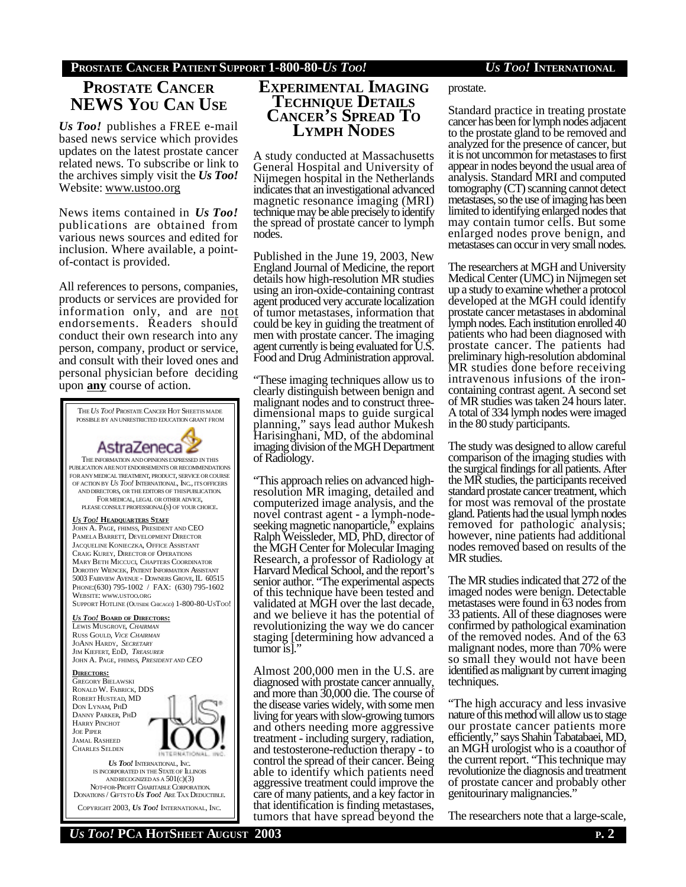## PROSTATE CANCER NEWS YOU CAN USE

***Us Too!*** publishes a FREE e-mail based news service which provides updates on the latest prostate cancer related news. To subscribe or link to the archives simply visit the ***Us Too!*** Website: www.ustoo.org

News items contained in ***Us Too!*** publications are obtained from various news sources and edited for inclusion. Where available, a point-of-contact is provided.

All references to persons, companies, products or services are provided for information only, and are not endorsements. Readers should conduct their own research into any person, company, product or service, and consult with their loved ones and personal physician before deciding upon **any** course of action.

THE *US TOO!* PROSTATE CANCER HOT SHEETS IS MADE POSSIBLE BY AN UNRESTRICTED EDUCATION GRANT FROM

AstraZeneca

THE INFORMATION AND OPINIONS EXPRESSED IN THIS PUBLICATION ARE NOT ENDORSEMENTS OR RECOMMENDATIONS FOR ANY MEDICAL TREATMENT, PRODUCT, SERVICE OR COURSE OF ACTION BY *US TOO!* INTERNATIONAL, INC., ITS OFFICERS AND DIRECTORS, OR THE EDITORS OF THIS PUBLICATION. FOR MEDICAL, LEGAL OR OTHER ADVICE, PLEASE CONSULT PROFESSIONAL(S) OF YOUR CHOICE.

***US TOO!* HEADQUARTERS STAFF**

JOHN A. PAGE, FHIMSS, PRESIDENT AND CEO
PAMELA BARRETT, DEVELOPMENT DIRECTOR
JACQUELINE KONIECZKA, OFFICE ASSISTANT
CRAIG KUREY, DIRECTOR OF OPERATIONS
MARY BETH MICCUCI, CHAPTERS COORDINATOR
DOROTHY WIENCEK, PATIENT INFORMATION ASSISTANT
5003 FAIRVIEW AVENUE - DOWNERS GROVE, IL 60515
PHONE:(630) 795-1002 / FAX: (630) 795-1602
WEBSITE: WWW.USTOO.ORG
SUPPORT HOTLINE (OUTSIDE CHICAGO) 1-800-80-USTOO!

***US TOO!* BOARD OF DIRECTORS:**

LEWIS MUSGROVE, *CHAIRMAN*
RUSS GOULD, *VICE CHAIRMAN*
JOANN HARDY, *SECRETARY*
JIM KIEFERT, EDD, *TREASURER*
JOHN A. PAGE, FHIMSS, *PRESIDENT AND CEO*

**DIRECTORS:**

GREGORY BIELAWSKI
RONALD W. FABRICK, DDS
ROBERT HUSTEAD, MD
DON LYNAM, PHD
DANNY PARKER, PHD
HARRY PINCHOT
JOE PIPER
JAMAL RASHEED
CHARLES SELDEN

*US TOO!* INTERNATIONAL, INC. IS INCORPORATED IN THE STATE OF ILLINOIS AND RECOGNIZED AS A 501(C)(3) NOT-FOR-PROFIT CHARITABLE CORPORATION. DONATIONS / GIFTS TO *US TOO!* ARE TAX DEDUCTIBLE.

COPYRIGHT 2003, *US TOO!* INTERNATIONAL, INC.

## EXPERIMENTAL IMAGING TECHNIQUE DETAILS CANCER'S SPREAD TO LYMPH NODES

A study conducted at Massachusetts General Hospital and University of Nijmegen hospital in the Netherlands indicates that an investigational advanced magnetic resonance imaging (MRI) technique may be able precisely to identify the spread of prostate cancer to lymph nodes.

Published in the June 19, 2003, New England Journal of Medicine, the report details how high-resolution MR studies using an iron-oxide-containing contrast agent produced very accurate localization of tumor metastases, information that could be key in guiding the treatment of men with prostate cancer. The imaging agent currently is being evaluated for U.S. Food and Drug Administration approval.

"These imaging techniques allow us to clearly distinguish between benign and malignant nodes and to construct three-dimensional maps to guide surgical planning," says lead author Mukesh Harisinghani, MD, of the abdominal imaging division of the MGH Department of Radiology.

"This approach relies on advanced high-resolution MR imaging, detailed and computerized image analysis, and the novel contrast agent - a lymph-node-seeking magnetic nanoparticle," explains Ralph Weissleder, MD, PhD, director of the MGH Center for Molecular Imaging Research, a professor of Radiology at Harvard Medical School, and the report's senior author. "The experimental aspects of this technique have been tested and validated at MGH over the last decade, and we believe it has the potential of revolutionizing the way we do cancer staging [determining how advanced a tumor is]."

Almost 200,000 men in the U.S. are diagnosed with prostate cancer annually, and more than 30,000 die. The course of the disease varies widely, with some men living for years with slow-growing tumors and others needing more aggressive treatment - including surgery, radiation, and testosterone-reduction therapy - to control the spread of their cancer. Being able to identify which patients need aggressive treatment could improve the care of many patients, and a key factor in that identification is finding metastases, tumors that have spread beyond the prostate.

Standard practice in treating prostate cancer has been for lymph nodes adjacent to the prostate gland to be removed and analyzed for the presence of cancer, but it is not uncommon for metastases to first appear in nodes beyond the usual area of analysis. Standard MRI and computed tomography (CT) scanning cannot detect metastases, so the use of imaging has been limited to identifying enlarged nodes that may contain tumor cells. But some enlarged nodes prove benign, and metastases can occur in very small nodes.

The researchers at MGH and University Medical Center (UMC) in Nijmegen set up a study to examine whether a protocol developed at the MGH could identify prostate cancer metastases in abdominal lymph nodes. Each institution enrolled 40 patients who had been diagnosed with prostate cancer. The patients had preliminary high-resolution abdominal MR studies done before receiving intravenous infusions of the iron-containing contrast agent. A second set of MR studies was taken 24 hours later. A total of 334 lymph nodes were imaged in the 80 study participants.

The study was designed to allow careful comparison of the imaging studies with the surgical findings for all patients. After the MR studies, the participants received standard prostate cancer treatment, which for most was removal of the prostate gland. Patients had the usual lymph nodes removed for pathologic analysis; however, nine patients had additional nodes removed based on results of the MR studies.

The MR studies indicated that 272 of the imaged nodes were benign. Detectable metastases were found in 63 nodes from 33 patients. All of these diagnoses were confirmed by pathological examination of the removed nodes. And of the 63 malignant nodes, more than 70% were so small they would not have been identified as malignant by current imaging techniques.

"The high accuracy and less invasive nature of this method will allow us to stage our prostate cancer patients more efficiently," says Shahin Tabatabaei, MD, an MGH urologist who is a coauthor of the current report. "This technique may revolutionize the diagnosis and treatment of prostate cancer and probably other genitourinary malignancies."

The researchers note that a large-scale,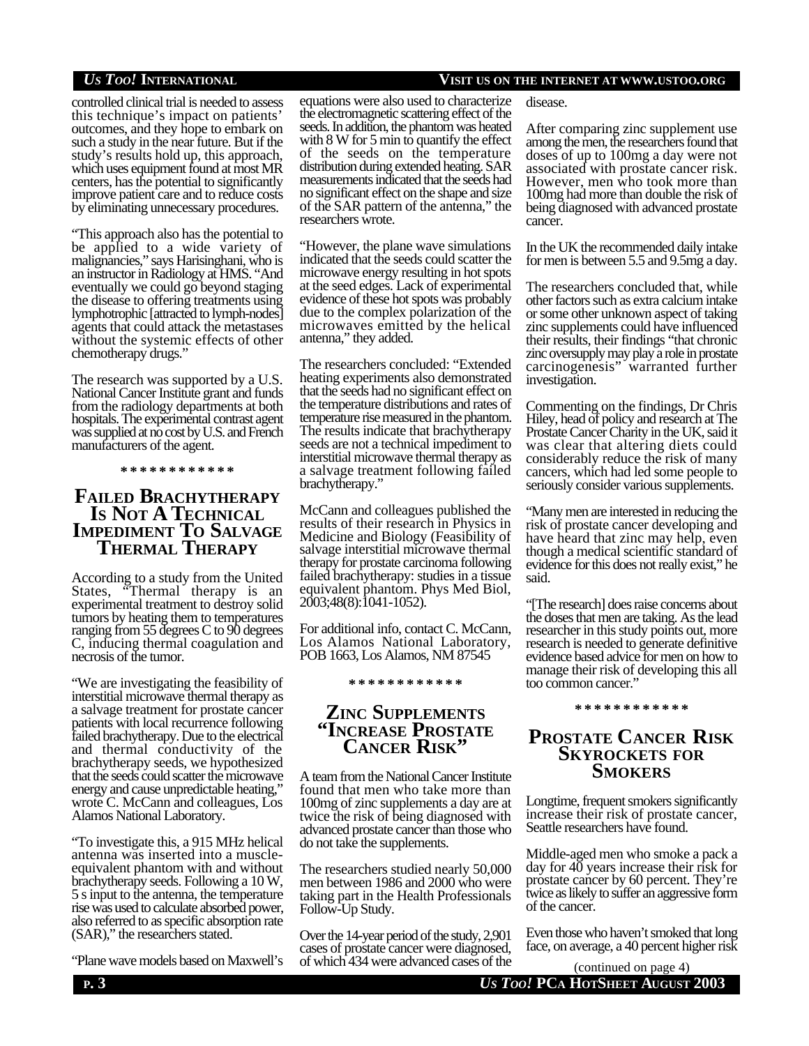controlled clinical trial is needed to assess this technique's impact on patients' outcomes, and they hope to embark on such a study in the near future. But if the study's results hold up, this approach, which uses equipment found at most MR centers, has the potential to significantly improve patient care and to reduce costs by eliminating unnecessary procedures.

"This approach also has the potential to be applied to a wide variety of malignancies," says Harisinghani, who is an instructor in Radiology at HMS. "And eventually we could go beyond staging the disease to offering treatments using lymphotrophic [attracted to lymph-nodes] agents that could attack the metastases without the systemic effects of other chemotherapy drugs."

The research was supported by a U.S. National Cancer Institute grant and funds from the radiology departments at both hospitals. The experimental contrast agent was supplied at no cost by U.S. and French manufacturers of the agent.

\* \* \* \* \* \* \* \* \* \* \* \*

## Failed Brachytherapy Is Not A Technical Impediment To Salvage Thermal Therapy

According to a study from the United States, "Thermal therapy is an experimental treatment to destroy solid tumors by heating them to temperatures ranging from 55 degrees C to 90 degrees C, inducing thermal coagulation and necrosis of the tumor.

"We are investigating the feasibility of interstitial microwave thermal therapy as a salvage treatment for prostate cancer patients with local recurrence following failed brachytherapy. Due to the electrical and thermal conductivity of the brachytherapy seeds, we hypothesized that the seeds could scatter the microwave energy and cause unpredictable heating," wrote C. McCann and colleagues, Los Alamos National Laboratory.

"To investigate this, a 915 MHz helical antenna was inserted into a muscle-equivalent phantom with and without brachytherapy seeds. Following a 10 W, 5 s input to the antenna, the temperature rise was used to calculate absorbed power, also referred to as specific absorption rate (SAR)," the researchers stated.

"Plane wave models based on Maxwell's equations were also used to characterize the electromagnetic scattering effect of the seeds. In addition, the phantom was heated with 8 W for 5 min to quantify the effect of the seeds on the temperature distribution during extended heating. SAR measurements indicated that the seeds had no significant effect on the shape and size of the SAR pattern of the antenna," the researchers wrote.

"However, the plane wave simulations indicated that the seeds could scatter the microwave energy resulting in hot spots at the seed edges. Lack of experimental evidence of these hot spots was probably due to the complex polarization of the microwaves emitted by the helical antenna," they added.

The researchers concluded: "Extended heating experiments also demonstrated that the seeds had no significant effect on the temperature distributions and rates of temperature rise measured in the phantom. The results indicate that brachytherapy seeds are not a technical impediment to interstitial microwave thermal therapy as a salvage treatment following failed brachytherapy."

McCann and colleagues published the results of their research in Physics in Medicine and Biology (Feasibility of salvage interstitial microwave thermal therapy for prostate carcinoma following failed brachytherapy: studies in a tissue equivalent phantom. Phys Med Biol, 2003;48(8):1041-1052).

For additional info, contact C. McCann, Los Alamos National Laboratory, POB 1663, Los Alamos, NM 87545

\* \* \* \* \* \* \* \* \* \* \* \*

## Zinc Supplements "Increase Prostate Cancer Risk"

A team from the National Cancer Institute found that men who take more than 100mg of zinc supplements a day are at twice the risk of being diagnosed with advanced prostate cancer than those who do not take the supplements.

The researchers studied nearly 50,000 men between 1986 and 2000 who were taking part in the Health Professionals Follow-Up Study.

Over the 14-year period of the study, 2,901 cases of prostate cancer were diagnosed, of which 434 were advanced cases of the disease.

After comparing zinc supplement use among the men, the researchers found that doses of up to 100mg a day were not associated with prostate cancer risk. However, men who took more than 100mg had more than double the risk of being diagnosed with advanced prostate cancer.

In the UK the recommended daily intake for men is between 5.5 and 9.5mg a day.

The researchers concluded that, while other factors such as extra calcium intake or some other unknown aspect of taking zinc supplements could have influenced their results, their findings "that chronic zinc oversupply may play a role in prostate carcinogenesis" warranted further investigation.

Commenting on the findings, Dr Chris Hiley, head of policy and research at The Prostate Cancer Charity in the UK, said it was clear that altering diets could considerably reduce the risk of many cancers, which had led some people to seriously consider various supplements.

"Many men are interested in reducing the risk of prostate cancer developing and have heard that zinc may help, even though a medical scientific standard of evidence for this does not really exist," he said.

"[The research] does raise concerns about the doses that men are taking. As the lead researcher in this study points out, more research is needed to generate definitive evidence based advice for men on how to manage their risk of developing this all too common cancer."

\* \* \* \* \* \* \* \* \* \* \* \*

## Prostate Cancer Risk Skyrockets for Smokers

Longtime, frequent smokers significantly increase their risk of prostate cancer, Seattle researchers have found.

Middle-aged men who smoke a pack a day for 40 years increase their risk for prostate cancer by 60 percent. They're twice as likely to suffer an aggressive form of the cancer.

Even those who haven't smoked that long face, on average, a 40 percent higher risk

(continued on page 4)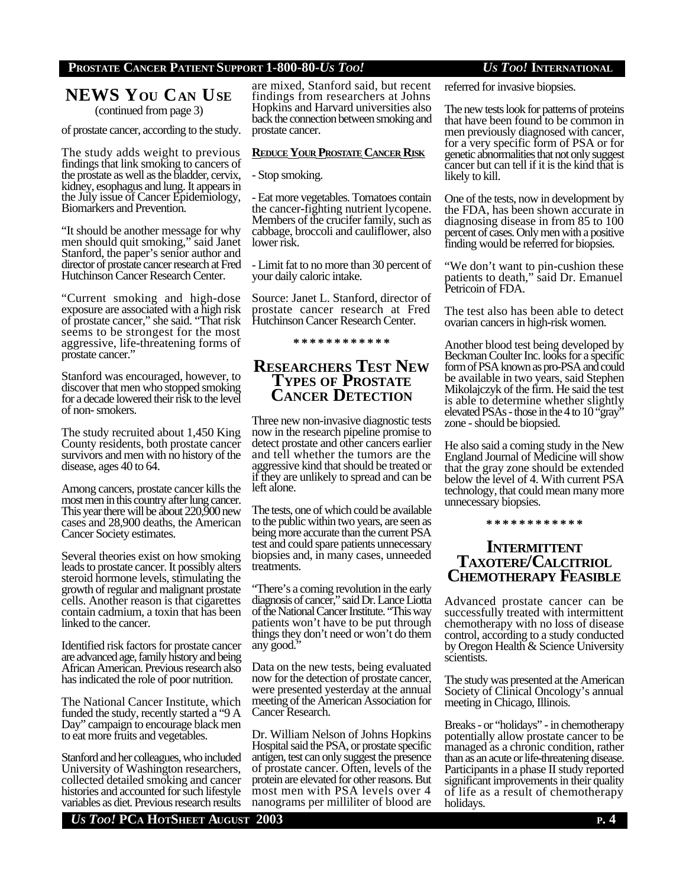## NEWS YOU CAN USE

(continued from page 3)

of prostate cancer, according to the study.

The study adds weight to previous findings that link smoking to cancers of the prostate as well as the bladder, cervix, kidney, esophagus and lung. It appears in the July issue of Cancer Epidemiology, Biomarkers and Prevention.

"It should be another message for why men should quit smoking," said Janet Stanford, the paper's senior author and director of prostate cancer research at Fred Hutchinson Cancer Research Center.

"Current smoking and high-dose exposure are associated with a high risk of prostate cancer," she said. "That risk seems to be strongest for the most aggressive, life-threatening forms of prostate cancer."

Stanford was encouraged, however, to discover that men who stopped smoking for a decade lowered their risk to the level of non- smokers.

The study recruited about 1,450 King County residents, both prostate cancer survivors and men with no history of the disease, ages 40 to 64.

Among cancers, prostate cancer kills the most men in this country after lung cancer. This year there will be about 220,900 new cases and 28,900 deaths, the American Cancer Society estimates.

Several theories exist on how smoking leads to prostate cancer. It possibly alters steroid hormone levels, stimulating the growth of regular and malignant prostate cells. Another reason is that cigarettes contain cadmium, a toxin that has been linked to the cancer.

Identified risk factors for prostate cancer are advanced age, family history and being African American. Previous research also has indicated the role of poor nutrition.

The National Cancer Institute, which funded the study, recently started a "9 A Day" campaign to encourage black men to eat more fruits and vegetables.

Stanford and her colleagues, who included University of Washington researchers, collected detailed smoking and cancer histories and accounted for such lifestyle variables as diet. Previous research results are mixed, Stanford said, but recent findings from researchers at Johns Hopkins and Harvard universities also back the connection between smoking and prostate cancer.

**REDUCE YOUR PROSTATE CANCER RISK**

- Stop smoking.

- Eat more vegetables. Tomatoes contain the cancer-fighting nutrient lycopene. Members of the crucifer family, such as cabbage, broccoli and cauliflower, also lower risk.

- Limit fat to no more than 30 percent of your daily caloric intake.

Source: Janet L. Stanford, director of prostate cancer research at Fred Hutchinson Cancer Research Center.

\* \* \* \* \* \* \* \* \* \* \* \*

## RESEARCHERS TEST NEW TYPES OF PROSTATE CANCER DETECTION

Three new non-invasive diagnostic tests now in the research pipeline promise to detect prostate and other cancers earlier and tell whether the tumors are the aggressive kind that should be treated or if they are unlikely to spread and can be left alone.

The tests, one of which could be available to the public within two years, are seen as being more accurate than the current PSA test and could spare patients unnecessary biopsies and, in many cases, unneeded treatments.

"There's a coming revolution in the early diagnosis of cancer," said Dr. Lance Liotta of the National Cancer Institute. "This way patients won't have to be put through things they don't need or won't do them any good."

Data on the new tests, being evaluated now for the detection of prostate cancer, were presented yesterday at the annual meeting of the American Association for Cancer Research.

Dr. William Nelson of Johns Hopkins Hospital said the PSA, or prostate specific antigen, test can only suggest the presence of prostate cancer. Often, levels of the protein are elevated for other reasons. But most men with PSA levels over 4 nanograms per milliliter of blood are referred for invasive biopsies.

The new tests look for patterns of proteins that have been found to be common in men previously diagnosed with cancer, for a very specific form of PSA or for genetic abnormalities that not only suggest cancer but can tell if it is the kind that is likely to kill.

One of the tests, now in development by the FDA, has been shown accurate in diagnosing disease in from 85 to 100 percent of cases. Only men with a positive finding would be referred for biopsies.

"We don't want to pin-cushion these patients to death," said Dr. Emanuel Petricoin of FDA.

The test also has been able to detect ovarian cancers in high-risk women.

Another blood test being developed by Beckman Coulter Inc. looks for a specific form of PSA known as pro-PSA and could be available in two years, said Stephen Mikolajczyk of the firm. He said the test is able to determine whether slightly elevated PSAs - those in the 4 to 10 "gray" zone - should be biopsied.

He also said a coming study in the New England Journal of Medicine will show that the gray zone should be extended below the level of 4. With current PSA technology, that could mean many more unnecessary biopsies.

\* \* \* \* \* \* \* \* \* \* \* \*

## INTERMITTENT TAXOTERE/CALCITRIOL CHEMOTHERAPY FEASIBLE

Advanced prostate cancer can be successfully treated with intermittent chemotherapy with no loss of disease control, according to a study conducted by Oregon Health & Science University scientists.

The study was presented at the American Society of Clinical Oncology's annual meeting in Chicago, Illinois.

Breaks - or "holidays" - in chemotherapy potentially allow prostate cancer to be managed as a chronic condition, rather than as an acute or life-threatening disease. Participants in a phase II study reported significant improvements in their quality of life as a result of chemotherapy holidays.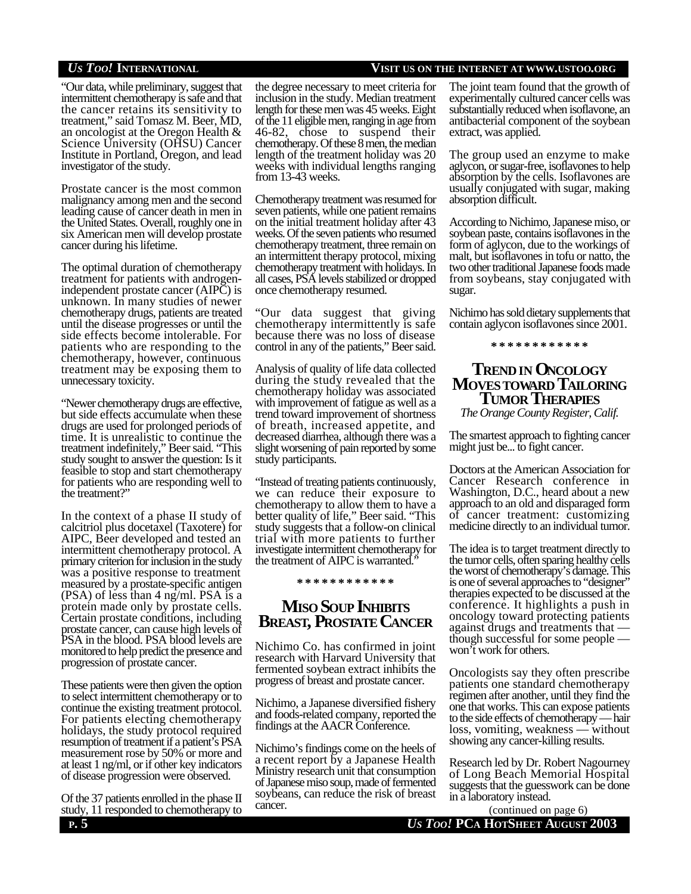"Our data, while preliminary, suggest that intermittent chemotherapy is safe and that the cancer retains its sensitivity to treatment," said Tomasz M. Beer, MD, an oncologist at the Oregon Health & Science University (OHSU) Cancer Institute in Portland, Oregon, and lead investigator of the study.

Prostate cancer is the most common malignancy among men and the second leading cause of cancer death in men in the United States. Overall, roughly one in six American men will develop prostate cancer during his lifetime.

The optimal duration of chemotherapy treatment for patients with androgen-independent prostate cancer (AIPC) is unknown. In many studies of newer chemotherapy drugs, patients are treated until the disease progresses or until the side effects become intolerable. For patients who are responding to the chemotherapy, however, continuous treatment may be exposing them to unnecessary toxicity.

"Newer chemotherapy drugs are effective, but side effects accumulate when these drugs are used for prolonged periods of time. It is unrealistic to continue the treatment indefinitely," Beer said. "This study sought to answer the question: Is it feasible to stop and start chemotherapy for patients who are responding well to the treatment?"

In the context of a phase II study of calcitriol plus docetaxel (Taxotere) for AIPC, Beer developed and tested an intermittent chemotherapy protocol. A primary criterion for inclusion in the study was a positive response to treatment measured by a prostate-specific antigen (PSA) of less than 4 ng/ml. PSA is a protein made only by prostate cells. Certain prostate conditions, including prostate cancer, can cause high levels of PSA in the blood. PSA blood levels are monitored to help predict the presence and progression of prostate cancer.

These patients were then given the option to select intermittent chemotherapy or to continue the existing treatment protocol. For patients electing chemotherapy holidays, the study protocol required resumption of treatment if a patient's PSA measurement rose by 50% or more and at least 1 ng/ml, or if other key indicators of disease progression were observed.

Of the 37 patients enrolled in the phase II study, 11 responded to chemotherapy to the degree necessary to meet criteria for inclusion in the study. Median treatment length for these men was 45 weeks. Eight of the 11 eligible men, ranging in age from 46-82, chose to suspend their chemotherapy. Of these 8 men, the median length of the treatment holiday was 20 weeks with individual lengths ranging from 13-43 weeks.

Chemotherapy treatment was resumed for seven patients, while one patient remains on the initial treatment holiday after 43 weeks. Of the seven patients who resumed chemotherapy treatment, three remain on an intermittent therapy protocol, mixing chemotherapy treatment with holidays. In all cases, PSA levels stabilized or dropped once chemotherapy resumed.

"Our data suggest that giving chemotherapy intermittently is safe because there was no loss of disease control in any of the patients," Beer said.

Analysis of quality of life data collected during the study revealed that the chemotherapy holiday was associated with improvement of fatigue as well as a trend toward improvement of shortness of breath, increased appetite, and decreased diarrhea, although there was a slight worsening of pain reported by some study participants.

"Instead of treating patients continuously, we can reduce their exposure to chemotherapy to allow them to have a better quality of life," Beer said. "This study suggests that a follow-on clinical trial with more patients to further investigate intermittent chemotherapy for the treatment of AIPC is warranted."

* * * * * * * * * * * *

## Miso Soup Inhibits Breast, Prostate Cancer

Nichimo Co. has confirmed in joint research with Harvard University that fermented soybean extract inhibits the progress of breast and prostate cancer.

Nichimo, a Japanese diversified fishery and foods-related company, reported the findings at the AACR Conference.

Nichimo's findings come on the heels of a recent report by a Japanese Health Ministry research unit that consumption of Japanese miso soup, made of fermented soybeans, can reduce the risk of breast cancer.

The joint team found that the growth of experimentally cultured cancer cells was substantially reduced when isoflavone, an antibacterial component of the soybean extract, was applied.

The group used an enzyme to make aglycon, or sugar-free, isoflavones to help absorption by the cells. Isoflavones are usually conjugated with sugar, making absorption difficult.

According to Nichimo, Japanese miso, or soybean paste, contains isoflavones in the form of aglycon, due to the workings of malt, but isoflavones in tofu or natto, the two other traditional Japanese foods made from soybeans, stay conjugated with sugar.

Nichimo has sold dietary supplements that contain aglycon isoflavones since 2001.

* * * * * * * * * * * *

## Trend in Oncology Moves toward Tailoring Tumor Therapies

*The Orange County Register, Calif.*

The smartest approach to fighting cancer might just be... to fight cancer.

Doctors at the American Association for Cancer Research conference in Washington, D.C., heard about a new approach to an old and disparaged form of cancer treatment: customizing medicine directly to an individual tumor.

The idea is to target treatment directly to the tumor cells, often sparing healthy cells the worst of chemotherapy's damage. This is one of several approaches to "designer" therapies expected to be discussed at the conference. It highlights a push in oncology toward protecting patients against drugs and treatments that — though successful for some people — won't work for others.

Oncologists say they often prescribe patients one standard chemotherapy regimen after another, until they find the one that works. This can expose patients to the side effects of chemotherapy — hair loss, vomiting, weakness — without showing any cancer-killing results.

Research led by Dr. Robert Nagourney of Long Beach Memorial Hospital suggests that the guesswork can be done in a laboratory instead.

(continued on page 6)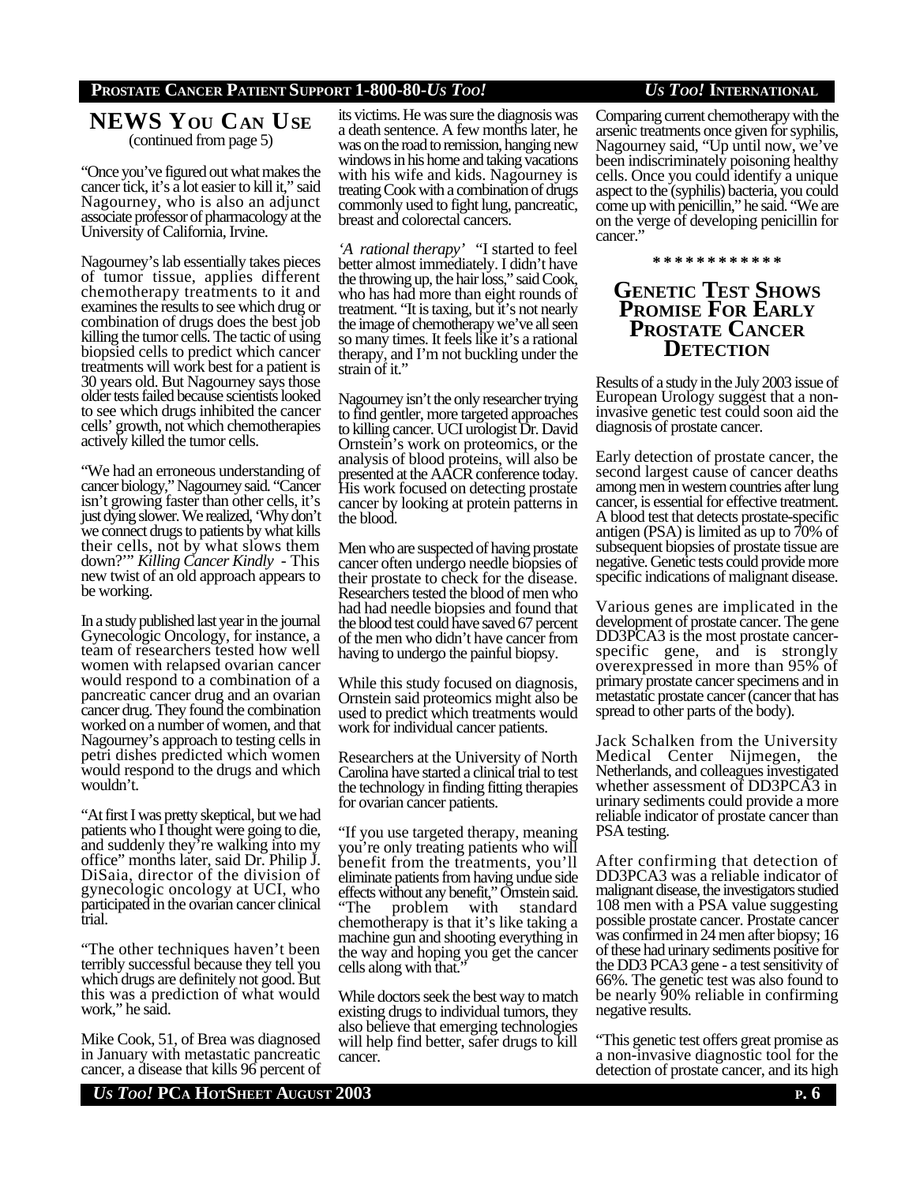## NEWS YOU CAN USE

(continued from page 5)

"Once you've figured out what makes the cancer tick, it's a lot easier to kill it," said Nagourney, who is also an adjunct associate professor of pharmacology at the University of California, Irvine.

Nagourney's lab essentially takes pieces of tumor tissue, applies different chemotherapy treatments to it and examines the results to see which drug or combination of drugs does the best job killing the tumor cells. The tactic of using biopsied cells to predict which cancer treatments will work best for a patient is 30 years old. But Nagourney says those older tests failed because scientists looked to see which drugs inhibited the cancer cells' growth, not which chemotherapies actively killed the tumor cells.

"We had an erroneous understanding of cancer biology," Nagourney said. "Cancer isn't growing faster than other cells, it's just dying slower. We realized, 'Why don't we connect drugs to patients by what kills their cells, not by what slows them down?'" *Killing Cancer Kindly* - This new twist of an old approach appears to be working.

In a study published last year in the journal Gynecologic Oncology, for instance, a team of researchers tested how well women with relapsed ovarian cancer would respond to a combination of a pancreatic cancer drug and an ovarian cancer drug. They found the combination worked on a number of women, and that Nagourney's approach to testing cells in petri dishes predicted which women would respond to the drugs and which wouldn't.

"At first I was pretty skeptical, but we had patients who I thought were going to die, and suddenly they're walking into my office" months later, said Dr. Philip J. DiSaia, director of the division of gynecologic oncology at UCI, who participated in the ovarian cancer clinical trial.

"The other techniques haven't been terribly successful because they tell you which drugs are definitely not good. But this was a prediction of what would work," he said.

Mike Cook, 51, of Brea was diagnosed in January with metastatic pancreatic cancer, a disease that kills 96 percent of its victims. He was sure the diagnosis was a death sentence. A few months later, he was on the road to remission, hanging new windows in his home and taking vacations with his wife and kids. Nagourney is treating Cook with a combination of drugs commonly used to fight lung, pancreatic, breast and colorectal cancers.

*'A rational therapy'* "I started to feel better almost immediately. I didn't have the throwing up, the hair loss," said Cook, who has had more than eight rounds of treatment. "It is taxing, but it's not nearly the image of chemotherapy we've all seen so many times. It feels like it's a rational therapy, and I'm not buckling under the strain of it."

Nagourney isn't the only researcher trying to find gentler, more targeted approaches to killing cancer. UCI urologist Dr. David Ornstein's work on proteomics, or the analysis of blood proteins, will also be presented at the AACR conference today. His work focused on detecting prostate cancer by looking at protein patterns in the blood.

Men who are suspected of having prostate cancer often undergo needle biopsies of their prostate to check for the disease. Researchers tested the blood of men who had had needle biopsies and found that the blood test could have saved 67 percent of the men who didn't have cancer from having to undergo the painful biopsy.

While this study focused on diagnosis, Ornstein said proteomics might also be used to predict which treatments would work for individual cancer patients.

Researchers at the University of North Carolina have started a clinical trial to test the technology in finding fitting therapies for ovarian cancer patients.

"If you use targeted therapy, meaning you're only treating patients who will benefit from the treatments, you'll eliminate patients from having undue side effects without any benefit," Ornstein said. "The problem with standard chemotherapy is that it's like taking a machine gun and shooting everything in the way and hoping you get the cancer cells along with that."

While doctors seek the best way to match existing drugs to individual tumors, they also believe that emerging technologies will help find better, safer drugs to kill cancer.

Comparing current chemotherapy with the arsenic treatments once given for syphilis, Nagourney said, "Up until now, we've been indiscriminately poisoning healthy cells. Once you could identify a unique aspect to the (syphilis) bacteria, you could come up with penicillin," he said. "We are on the verge of developing penicillin for cancer."

\* \* \* \* \* \* \* \* \* \* \* \*

## GENETIC TEST SHOWS PROMISE FOR EARLY PROSTATE CANCER DETECTION

Results of a study in the July 2003 issue of European Urology suggest that a non-invasive genetic test could soon aid the diagnosis of prostate cancer.

Early detection of prostate cancer, the second largest cause of cancer deaths among men in western countries after lung cancer, is essential for effective treatment. A blood test that detects prostate-specific antigen (PSA) is limited as up to 70% of subsequent biopsies of prostate tissue are negative. Genetic tests could provide more specific indications of malignant disease.

Various genes are implicated in the development of prostate cancer. The gene DD3PCA3 is the most prostate cancer-specific gene, and is strongly overexpressed in more than 95% of primary prostate cancer specimens and in metastatic prostate cancer (cancer that has spread to other parts of the body).

Jack Schalken from the University Medical Center Nijmegen, the Netherlands, and colleagues investigated whether assessment of DD3PCA3 in urinary sediments could provide a more reliable indicator of prostate cancer than PSA testing.

After confirming that detection of DD3PCA3 was a reliable indicator of malignant disease, the investigators studied 108 men with a PSA value suggesting possible prostate cancer. Prostate cancer was confirmed in 24 men after biopsy; 16 of these had urinary sediments positive for the DD3 PCA3 gene - a test sensitivity of 66%. The genetic test was also found to be nearly 90% reliable in confirming negative results.

"This genetic test offers great promise as a non-invasive diagnostic tool for the detection of prostate cancer, and its high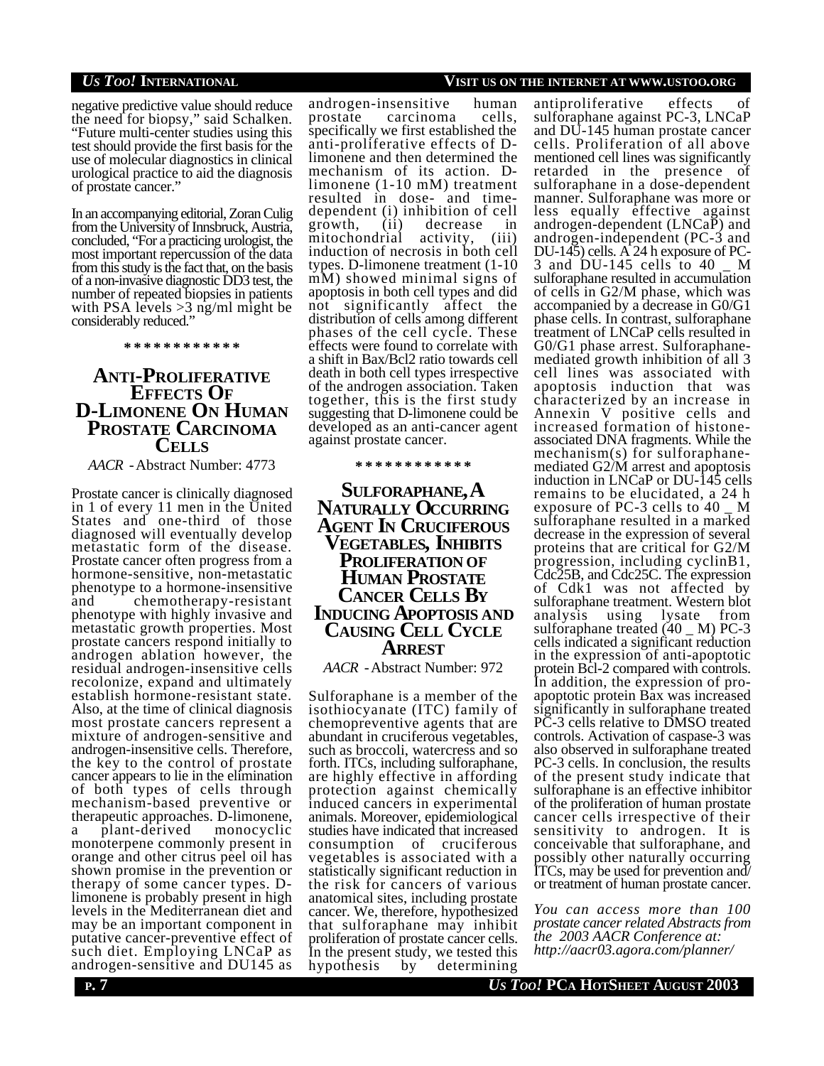negative predictive value should reduce the need for biopsy," said Schalken. "Future multi-center studies using this test should provide the first basis for the use of molecular diagnostics in clinical urological practice to aid the diagnosis of prostate cancer."

In an accompanying editorial, Zoran Culig from the University of Innsbruck, Austria, concluded, "For a practicing urologist, the most important repercussion of the data from this study is the fact that, on the basis of a non-invasive diagnostic DD3 test, the number of repeated biopsies in patients with PSA levels >3 ng/ml might be considerably reduced."

\* \* \* \* \* \* \* \* \* \* \* \*

## Anti-Proliferative Effects Of D-Limonene On Human Prostate Carcinoma Cells

*AACR* - Abstract Number: 4773

Prostate cancer is clinically diagnosed in 1 of every 11 men in the United States and one-third of those diagnosed will eventually develop metastatic form of the disease. Prostate cancer often progress from a hormone-sensitive, non-metastatic phenotype to a hormone-insensitive and chemotherapy-resistant phenotype with highly invasive and metastatic growth properties. Most prostate cancers respond initially to androgen ablation however, the residual androgen-insensitive cells recolonize, expand and ultimately establish hormone-resistant state. Also, at the time of clinical diagnosis most prostate cancers represent a mixture of androgen-sensitive and androgen-insensitive cells. Therefore, the key to the control of prostate cancer appears to lie in the elimination of both types of cells through mechanism-based preventive or therapeutic approaches. D-limonene, a plant-derived monocyclic monoterpene commonly present in orange and other citrus peel oil has shown promise in the prevention or therapy of some cancer types. D-limonene is probably present in high levels in the Mediterranean diet and may be an important component in putative cancer-preventive effect of such diet. Employing LNCaP as androgen-sensitive and DU145 as androgen-insensitive human prostate carcinoma cells, specifically we first established the anti-proliferative effects of D-limonene and then determined the mechanism of its action. D-limonene (1-10 mM) treatment resulted in dose- and time-dependent (i) inhibition of cell growth, (ii) decrease in mitochondrial activity, (iii) induction of necrosis in both cell types. D-limonene treatment (1-10 mM) showed minimal signs of apoptosis in both cell types and did not significantly affect the distribution of cells among different phases of the cell cycle. These effects were found to correlate with a shift in Bax/Bcl2 ratio towards cell death in both cell types irrespective of the androgen association. Taken together, this is the first study suggesting that D-limonene could be developed as an anti-cancer agent against prostate cancer.

\* \* \* \* \* \* \* \* \* \* \* \*

## Sulforaphane, A Naturally Occurring Agent In Cruciferous Vegetables, Inhibits Proliferation Of Human Prostate Cancer Cells By Inducing Apoptosis And Causing Cell Cycle Arrest

*AACR* - Abstract Number: 972

Sulforaphane is a member of the isothiocyanate (ITC) family of chemopreventive agents that are abundant in cruciferous vegetables, such as broccoli, watercress and so forth. ITCs, including sulforaphane, are highly effective in affording protection against chemically induced cancers in experimental animals. Moreover, epidemiological studies have indicated that increased consumption of cruciferous vegetables is associated with a statistically significant reduction in the risk for cancers of various anatomical sites, including prostate cancer. We, therefore, hypothesized that sulforaphane may inhibit proliferation of prostate cancer cells. In the present study, we tested this hypothesis by determining antiproliferative effects of sulforaphane against PC-3, LNCaP and DU-145 human prostate cancer cells. Proliferation of all above mentioned cell lines was significantly retarded in the presence of sulforaphane in a dose-dependent manner. Sulforaphane was more or less equally effective against androgen-dependent (LNCaP) and androgen-independent (PC-3 and DU-145) cells. A 24 h exposure of PC-3 and DU-145 cells to 40 _ M sulforaphane resulted in accumulation of cells in G2/M phase, which was accompanied by a decrease in G0/G1 phase cells. In contrast, sulforaphane treatment of LNCaP cells resulted in G0/G1 phase arrest. Sulforaphane-mediated growth inhibition of all 3 cell lines was associated with apoptosis induction that was characterized by an increase in Annexin V positive cells and increased formation of histone-associated DNA fragments. While the mechanism(s) for sulforaphane-mediated G2/M arrest and apoptosis induction in LNCaP or DU-145 cells remains to be elucidated, a 24 h exposure of PC-3 cells to 40 _ M sulforaphane resulted in a marked decrease in the expression of several proteins that are critical for G2/M progression, including cyclinB1, Cdc25B, and Cdc25C. The expression of Cdk1 was not affected by sulforaphane treatment. Western blot analysis using lysate from sulforaphane treated (40 _ M) PC-3 cells indicated a significant reduction in the expression of anti-apoptotic protein Bcl-2 compared with controls. In addition, the expression of pro-apoptotic protein Bax was increased significantly in sulforaphane treated PC-3 cells relative to DMSO treated controls. Activation of caspase-3 was also observed in sulforaphane treated PC-3 cells. In conclusion, the results of the present study indicate that sulforaphane is an effective inhibitor of the proliferation of human prostate cancer cells irrespective of their sensitivity to androgen. It is conceivable that sulforaphane, and possibly other naturally occurring ITCs, may be used for prevention and/or treatment of human prostate cancer.

*You can access more than 100 prostate cancer related Abstracts from the 2003 AACR Conference at: http://aacr03.agora.com/planner/*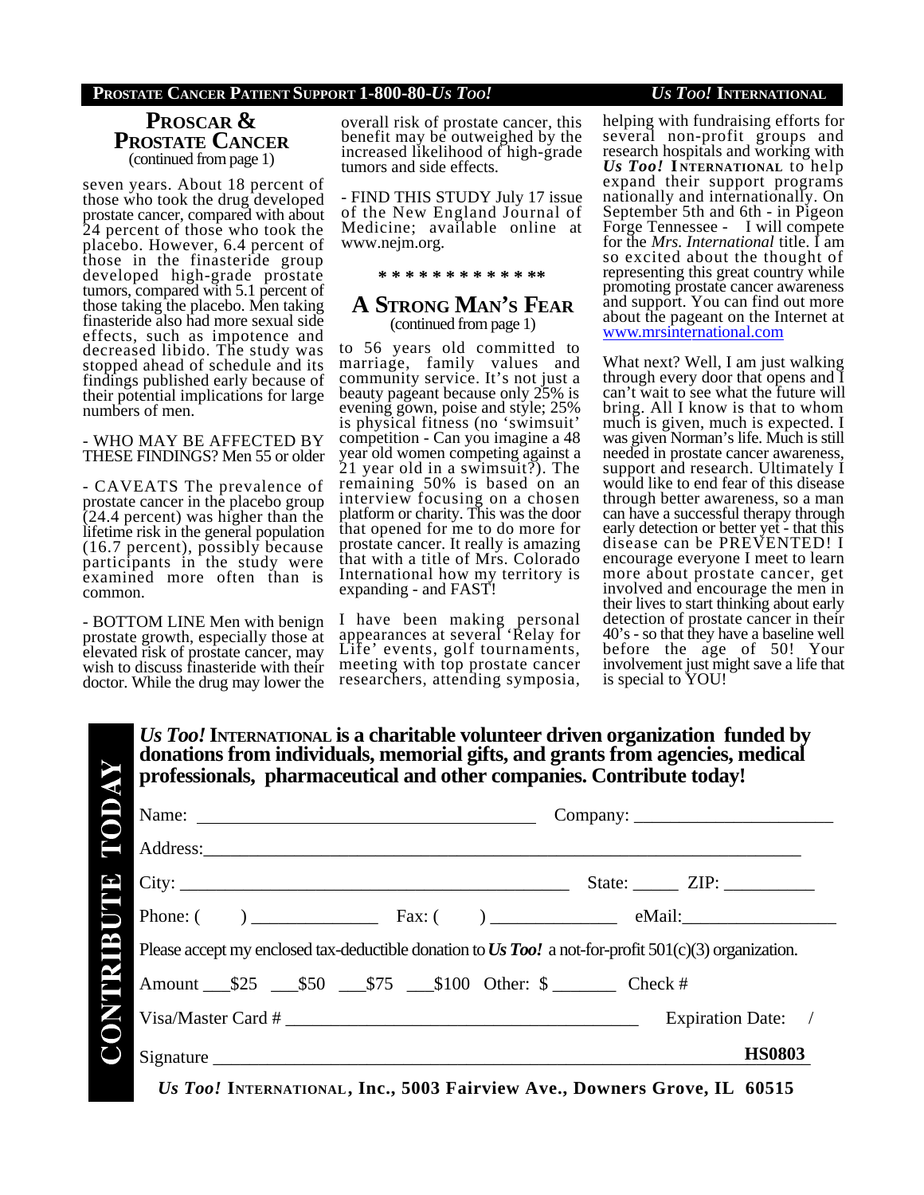## PROSCAR & PROSTATE CANCER

(continued from page 1)

seven years. About 18 percent of those who took the drug developed prostate cancer, compared with about 24 percent of those who took the placebo. However, 6.4 percent of those in the finasteride group developed high-grade prostate tumors, compared with 5.1 percent of those taking the placebo. Men taking finasteride also had more sexual side effects, such as impotence and decreased libido. The study was stopped ahead of schedule and its findings published early because of their potential implications for large numbers of men.

- WHO MAY BE AFFECTED BY THESE FINDINGS? Men 55 or older

- CAVEATS The prevalence of prostate cancer in the placebo group (24.4 percent) was higher than the lifetime risk in the general population (16.7 percent), possibly because participants in the study were examined more often than is common.

- BOTTOM LINE Men with benign prostate growth, especially those at elevated risk of prostate cancer, may wish to discuss finasteride with their doctor. While the drug may lower the overall risk of prostate cancer, this benefit may be outweighed by the increased likelihood of high-grade tumors and side effects.

- FIND THIS STUDY July 17 issue of the New England Journal of Medicine; available online at www.nejm.org.

\* \* \* \* \* \* \* \* \* \* \* \* \*

## A STRONG MAN'S FEAR

(continued from page 1)

to 56 years old committed to marriage, family values and community service. It's not just a beauty pageant because only 25% is evening gown, poise and style; 25% is physical fitness (no 'swimsuit' competition - Can you imagine a 48 year old women competing against a 21 year old in a swimsuit?). The remaining 50% is based on an interview focusing on a chosen platform or charity. This was the door that opened for me to do more for prostate cancer. It really is amazing that with a title of Mrs. Colorado International how my territory is expanding - and FAST!

I have been making personal appearances at several 'Relay for Life' events, golf tournaments, meeting with top prostate cancer researchers, attending symposia, helping with fundraising efforts for several non-profit groups and research hospitals and working with ***Us Too!*** **INTERNATIONAL** to help expand their support programs nationally and internationally. On September 5th and 6th - in Pigeon Forge Tennessee - I will compete for the *Mrs. International* title. I am so excited about the thought of representing this great country while promoting prostate cancer awareness and support. You can find out more about the pageant on the Internet at www.mrsinternational.com

What next? Well, I am just walking through every door that opens and I can't wait to see what the future will bring. All I know is that to whom much is given, much is expected. I was given Norman's life. Much is still needed in prostate cancer awareness, support and research. Ultimately I would like to end fear of this disease through better awareness, so a man can have a successful therapy through early detection or better yet - that this disease can be PREVENTED! I encourage everyone I meet to learn more about prostate cancer, get involved and encourage the men in their lives to start thinking about early detection of prostate cancer in their 40's - so that they have a baseline well before the age of 50! Your involvement just might save a life that is special to YOU!

## CONTRIBUTE TODAY

***Us Too!* INTERNATIONAL is a charitable volunteer driven organization funded by donations from individuals, memorial gifts, and grants from agencies, medical professionals, pharmaceutical and other companies. Contribute today!**

Name: ____________________________ Company: ____________________

Address: ____________________________________________________

City: ________________________________ State: _____ ZIP: __________

Phone: ( ) _____________ Fax: ( ) _____________ eMail: ________________

Please accept my enclosed tax-deductible donation to ***Us Too!*** a not-for-profit 501(c)(3) organization.

Amount ___$25 ___$50 ___$75 ___$100 Other: $ _______ Check #

Visa/Master Card # ________________________________ Expiration Date: /

Signature ________________________________________________ **HS0803**

***Us Too!* INTERNATIONAL, Inc., 5003 Fairview Ave., Downers Grove, IL 60515**